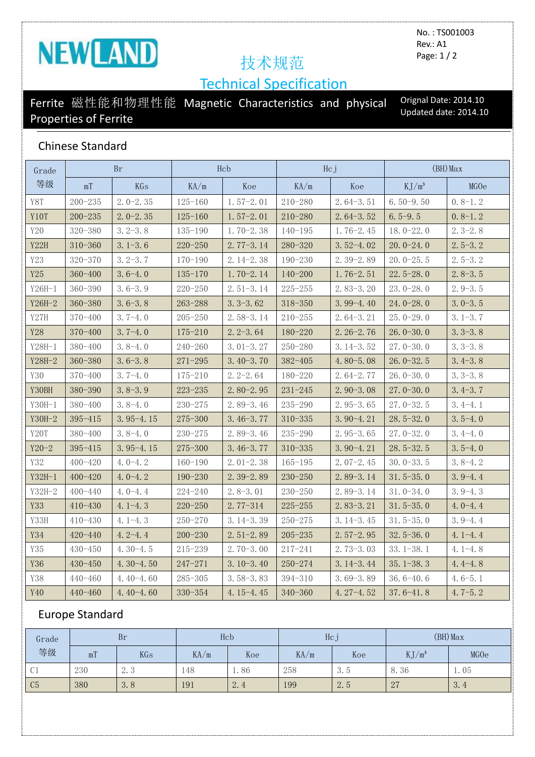NEWLAND

No. : TS001003
Rev.: A1

# 技术规范
# Technical Specification

## Ferrite 磁性能和物理性能 Magnetic Characteristics and physical Properties of Ferrite

Orignal Date: 2014.10
Updated date: 2014.10

### Chinese Standard

| Grade 等级 | Br | | Hcb | | Hcj | | (BH)Max | |
|---|---|---|---|---|---|---|---|---|
| | mT | KGs | KA/m | Koe | KA/m | Koe | KJ/m³ | MGOe |
| Y8T | 200-235 | 2.0-2.35 | 125-160 | 1.57-2.01 | 210-280 | 2.64-3.51 | 6.50-9.50 | 0.8-1.2 |
| Y10T | 200-235 | 2.0-2.35 | 125-160 | 1.57-2.01 | 210-280 | 2.64-3.52 | 6.5-9.5 | 0.8-1.2 |
| Y20 | 320-380 | 3.2-3.8 | 135-190 | 1.70-2.38 | 140-195 | 1.76-2.45 | 18.0-22.0 | 2.3-2.8 |
| Y22H | 310-360 | 3.1-3.6 | 220-250 | 2.77-3.14 | 280-320 | 3.52-4.02 | 20.0-24.0 | 2.5-3.2 |
| Y23 | 320-370 | 3.2-3.7 | 170-190 | 2.14-2.38 | 190-230 | 2.39-2.89 | 20.0-25.5 | 2.5-3.2 |
| Y25 | 360-400 | 3.6-4.0 | 135-170 | 1.70-2.14 | 140-200 | 1.76-2.51 | 22.5-28.0 | 2.8-3.5 |
| Y26H-1 | 360-390 | 3.6-3.9 | 220-250 | 2.51-3.14 | 225-255 | 2.83-3.20 | 23.0-28.0 | 2.9-3.5 |
| Y26H-2 | 360-380 | 3.6-3.8 | 263-288 | 3.3-3.62 | 318-350 | 3.99-4.40 | 24.0-28.0 | 3.0-3.5 |
| Y27H | 370-400 | 3.7-4.0 | 205-250 | 2.58-3.14 | 210-255 | 2.64-3.21 | 25.0-29.0 | 3.1-3.7 |
| Y28 | 370-400 | 3.7-4.0 | 175-210 | 2.2-3.64 | 180-220 | 2.26-2.76 | 26.0-30.0 | 3.3-3.8 |
| Y28H-1 | 380-400 | 3.8-4.0 | 240-260 | 3.01-3.27 | 250-280 | 3.14-3.52 | 27.0-30.0 | 3.3-3.8 |
| Y28H-2 | 360-380 | 3.6-3.8 | 271-295 | 3.40-3.70 | 382-405 | 4.80-5.08 | 26.0-32.5 | 3.4-3.8 |
| Y30 | 370-400 | 3.7-4.0 | 175-210 | 2.2-2.64 | 180-220 | 2.64-2.77 | 26.0-30.0 | 3.3-3.8 |
| Y30BH | 380-390 | 3.8-3.9 | 223-235 | 2.80-2.95 | 231-245 | 2.90-3.08 | 27.0-30.0 | 3.4-3.7 |
| Y30H-1 | 380-400 | 3.8-4.0 | 230-275 | 2.89-3.46 | 235-290 | 2.95-3.65 | 27.0-32.5 | 3.4-4.1 |
| Y30H-2 | 395-415 | 3.95-4.15 | 275-300 | 3.46-3.77 | 310-335 | 3.90-4.21 | 28.5-32.0 | 3.5-4.0 |
| Y20T | 380-400 | 3.8-4.0 | 230-275 | 2.89-3.46 | 235-290 | 2.95-3.65 | 27.0-32.0 | 3.4-4.0 |
| Y20-2 | 395-415 | 3.95-4.15 | 275-300 | 3.46-3.77 | 310-335 | 3.90-4.21 | 28.5-32.5 | 3.5-4.0 |
| Y32 | 400-420 | 4.0-4.2 | 160-190 | 2.01-2.38 | 165-195 | 2.07-2.45 | 30.0-33.5 | 3.8-4.2 |
| Y32H-1 | 400-420 | 4.0-4.2 | 190-230 | 2.39-2.89 | 230-250 | 2.89-3.14 | 31.5-35.0 | 3.9-4.4 |
| Y32H-2 | 400-440 | 4.0-4.4 | 224-240 | 2.8-3.01 | 230-250 | 2.89-3.14 | 31.0-34.0 | 3.9-4.3 |
| Y33 | 410-430 | 4.1-4.3 | 220-250 | 2.77-314 | 225-255 | 2.83-3.21 | 31.5-35.0 | 4.0-4.4 |
| Y33H | 410-430 | 4.1-4.3 | 250-270 | 3.14-3.39 | 250-275 | 3.14-3.45 | 31.5-35.0 | 3.9-4.4 |
| Y34 | 420-440 | 4.2-4.4 | 200-230 | 2.51-2.89 | 205-235 | 2.57-2.95 | 32.5-36.0 | 4.1-4.4 |
| Y35 | 430-450 | 4.30-4.5 | 215-239 | 2.70-3.00 | 217-241 | 2.73-3.03 | 33.1-38.1 | 4.1-4.8 |
| Y36 | 430-450 | 4.30-4.50 | 247-271 | 3.10-3.40 | 250-274 | 3.14-3.44 | 35.1-38.3 | 4.4-4.8 |
| Y38 | 440-460 | 4.40-4.60 | 285-305 | 3.58-3.83 | 394-310 | 3.69-3.89 | 36.6-40.6 | 4.6-5.1 |
| Y40 | 440-460 | 4.40-4.60 | 330-354 | 4.15-4.45 | 340-360 | 4.27-4.52 | 37.6-41.8 | 4.7-5.2 |

### Europe Standard

| Grade 等级 | Br | | Hcb | | Hcj | | (BH)Max | |
|---|---|---|---|---|---|---|---|---|
| | mT | KGs | KA/m | Koe | KA/m | Koe | KJ/m³ | MGOe |
| C1 | 230 | 2.3 | 148 | 1.86 | 258 | 3.5 | 8.36 | 1.05 |
| C5 | 380 | 3.8 | 191 | 2.4 | 199 | 2.5 | 27 | 3.4 |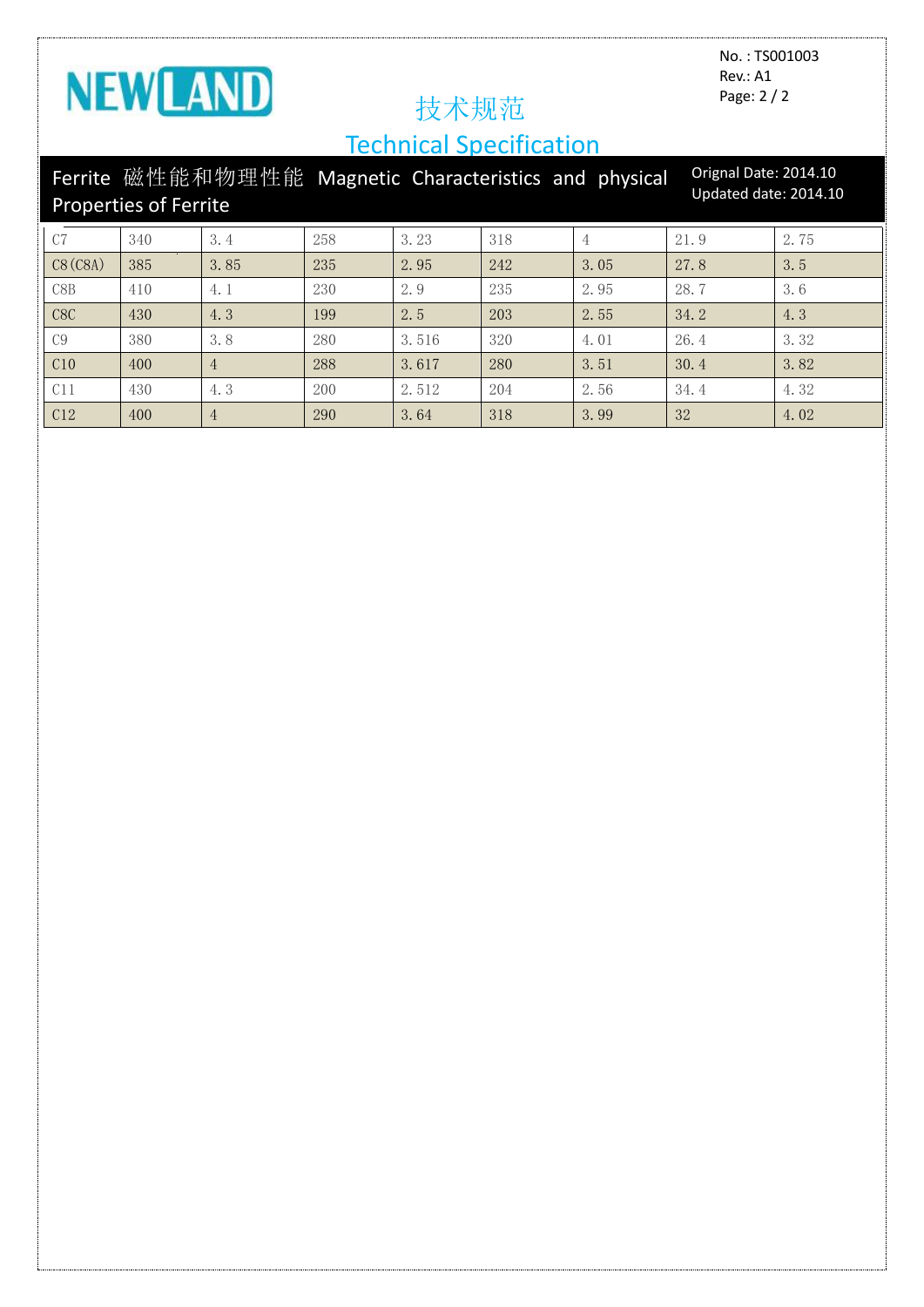# Ferrite 磁性能和物理性能 Magnetic Characteristics and physical Properties of Ferrite

Orignal Date: 2014.10
Updated date: 2014.10

| | | | | | | | | |
|---|---|---|---|---|---|---|---|---|
| C7 | 340 | 3.4 | 258 | 3.23 | 318 | 4 | 21.9 | 2.75 |
| C8(C8A) | 385 | 3.85 | 235 | 2.95 | 242 | 3.05 | 27.8 | 3.5 |
| C8B | 410 | 4.1 | 230 | 2.9 | 235 | 2.95 | 28.7 | 3.6 |
| C8C | 430 | 4.3 | 199 | 2.5 | 203 | 2.55 | 34.2 | 4.3 |
| C9 | 380 | 3.8 | 280 | 3.516 | 320 | 4.01 | 26.4 | 3.32 |
| C10 | 400 | 4 | 288 | 3.617 | 280 | 3.51 | 30.4 | 3.82 |
| C11 | 430 | 4.3 | 200 | 2.512 | 204 | 2.56 | 34.4 | 4.32 |
| C12 | 400 | 4 | 290 | 3.64 | 318 | 3.99 | 32 | 4.02 |